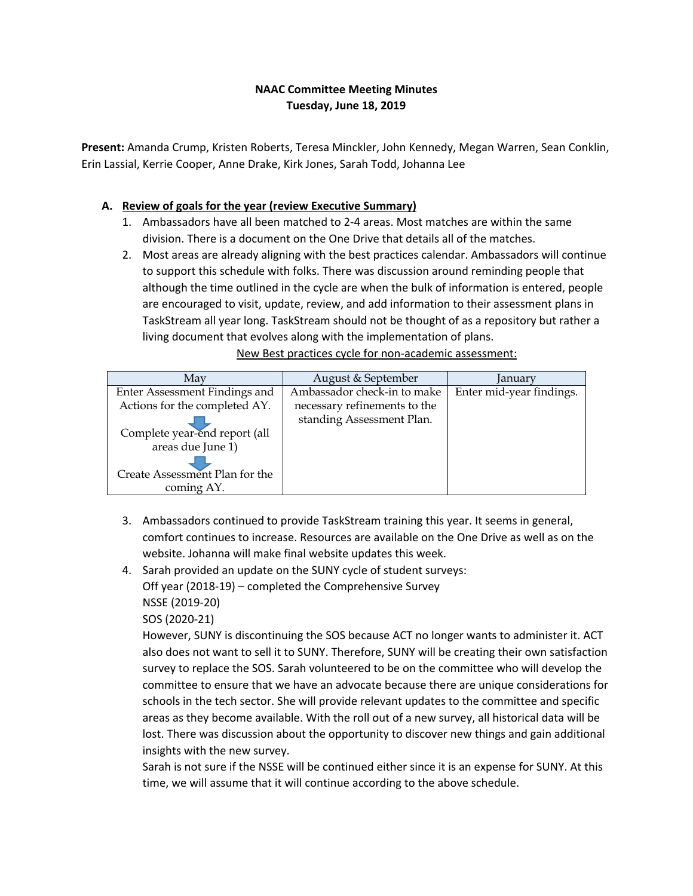**NAAC Committee Meeting Minutes**
**Tuesday, June 18, 2019**

**Present:** Amanda Crump, Kristen Roberts, Teresa Minckler, John Kennedy, Megan Warren, Sean Conklin, Erin Lassial, Kerrie Cooper, Anne Drake, Kirk Jones, Sarah Todd, Johanna Lee

**A. Review of goals for the year (review Executive Summary)**

1. Ambassadors have all been matched to 2-4 areas. Most matches are within the same division. There is a document on the One Drive that details all of the matches.
2. Most areas are already aligning with the best practices calendar. Ambassadors will continue to support this schedule with folks. There was discussion around reminding people that although the time outlined in the cycle are when the bulk of information is entered, people are encouraged to visit, update, review, and add information to their assessment plans in TaskStream all year long. TaskStream should not be thought of as a repository but rather a living document that evolves along with the implementation of plans.

New Best practices cycle for non-academic assessment:

| May | August & September | January |
|---|---|---|
| Enter Assessment Findings and Actions for the completed AY. ↓ Complete year-end report (all areas due June 1) ↓ Create Assessment Plan for the coming AY. | Ambassador check-in to make necessary refinements to the standing Assessment Plan. | Enter mid-year findings. |

3. Ambassadors continued to provide TaskStream training this year. It seems in general, comfort continues to increase. Resources are available on the One Drive as well as on the website. Johanna will make final website updates this week.
4. Sarah provided an update on the SUNY cycle of student surveys:
   Off year (2018-19) – completed the Comprehensive Survey
   NSSE (2019-20)
   SOS (2020-21)
   However, SUNY is discontinuing the SOS because ACT no longer wants to administer it. ACT also does not want to sell it to SUNY. Therefore, SUNY will be creating their own satisfaction survey to replace the SOS. Sarah volunteered to be on the committee who will develop the committee to ensure that we have an advocate because there are unique considerations for schools in the tech sector. She will provide relevant updates to the committee and specific areas as they become available. With the roll out of a new survey, all historical data will be lost. There was discussion about the opportunity to discover new things and gain additional insights with the new survey.
   Sarah is not sure if the NSSE will be continued either since it is an expense for SUNY. At this time, we will assume that it will continue according to the above schedule.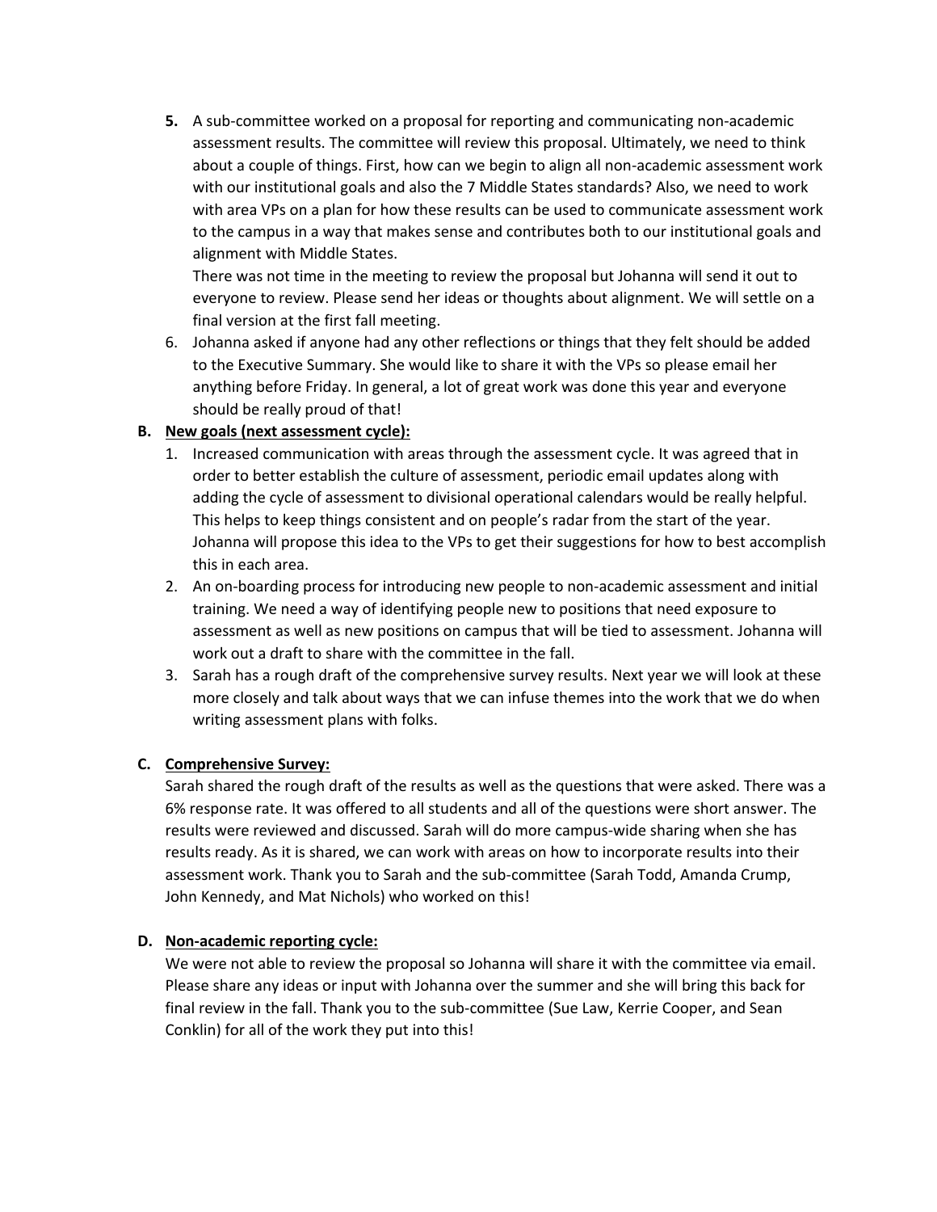5. **5.** A sub-committee worked on a proposal for reporting and communicating non-academic assessment results. The committee will review this proposal. Ultimately, we need to think about a couple of things. First, how can we begin to align all non-academic assessment work with our institutional goals and also the 7 Middle States standards? Also, we need to work with area VPs on a plan for how these results can be used to communicate assessment work to the campus in a way that makes sense and contributes both to our institutional goals and alignment with Middle States.
   There was not time in the meeting to review the proposal but Johanna will send it out to everyone to review. Please send her ideas or thoughts about alignment. We will settle on a final version at the first fall meeting.
6. Johanna asked if anyone had any other reflections or things that they felt should be added to the Executive Summary. She would like to share it with the VPs so please email her anything before Friday. In general, a lot of great work was done this year and everyone should be really proud of that!

**B. <u>New goals (next assessment cycle):</u>**

1. Increased communication with areas through the assessment cycle. It was agreed that in order to better establish the culture of assessment, periodic email updates along with adding the cycle of assessment to divisional operational calendars would be really helpful. This helps to keep things consistent and on people's radar from the start of the year. Johanna will propose this idea to the VPs to get their suggestions for how to best accomplish this in each area.
2. An on-boarding process for introducing new people to non-academic assessment and initial training. We need a way of identifying people new to positions that need exposure to assessment as well as new positions on campus that will be tied to assessment. Johanna will work out a draft to share with the committee in the fall.
3. Sarah has a rough draft of the comprehensive survey results. Next year we will look at these more closely and talk about ways that we can infuse themes into the work that we do when writing assessment plans with folks.

**C. <u>Comprehensive Survey:</u>**

Sarah shared the rough draft of the results as well as the questions that were asked. There was a 6% response rate. It was offered to all students and all of the questions were short answer. The results were reviewed and discussed. Sarah will do more campus-wide sharing when she has results ready. As it is shared, we can work with areas on how to incorporate results into their assessment work. Thank you to Sarah and the sub-committee (Sarah Todd, Amanda Crump, John Kennedy, and Mat Nichols) who worked on this!

**D. <u>Non-academic reporting cycle:</u>**

We were not able to review the proposal so Johanna will share it with the committee via email. Please share any ideas or input with Johanna over the summer and she will bring this back for final review in the fall. Thank you to the sub-committee (Sue Law, Kerrie Cooper, and Sean Conklin) for all of the work they put into this!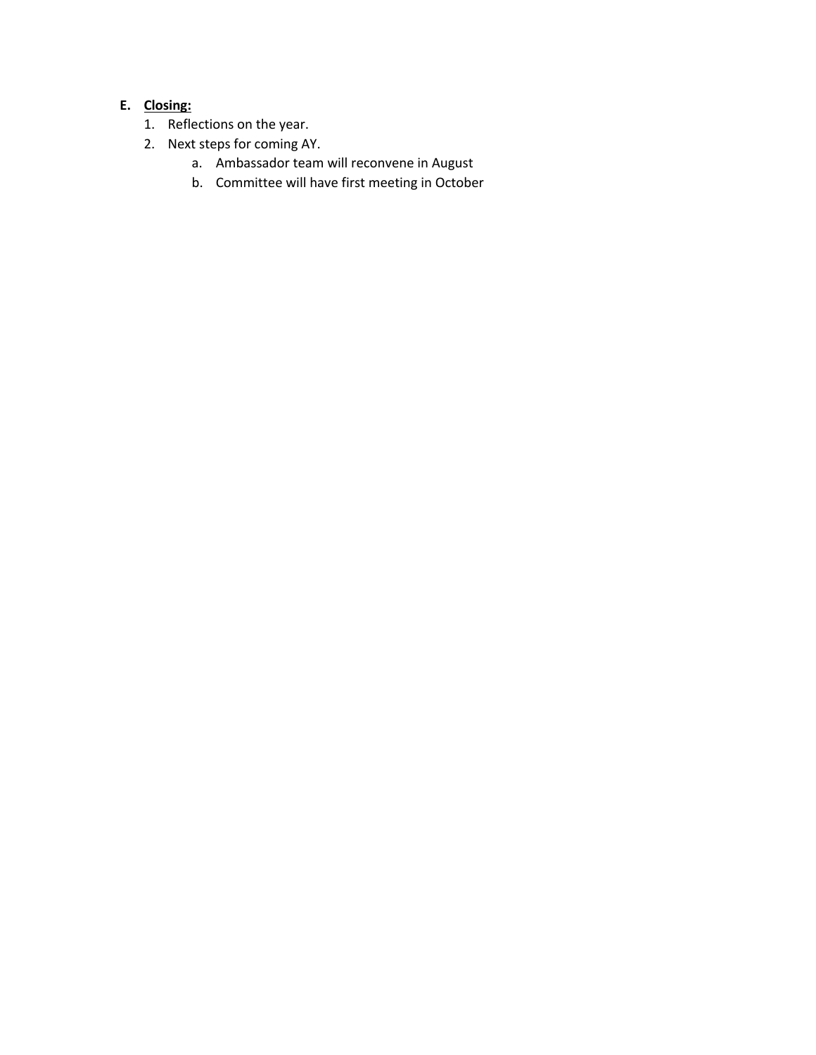E. **<u>Closing:</u>**

1. Reflections on the year.
2. Next steps for coming AY.
   a. Ambassador team will reconvene in August
   b. Committee will have first meeting in October